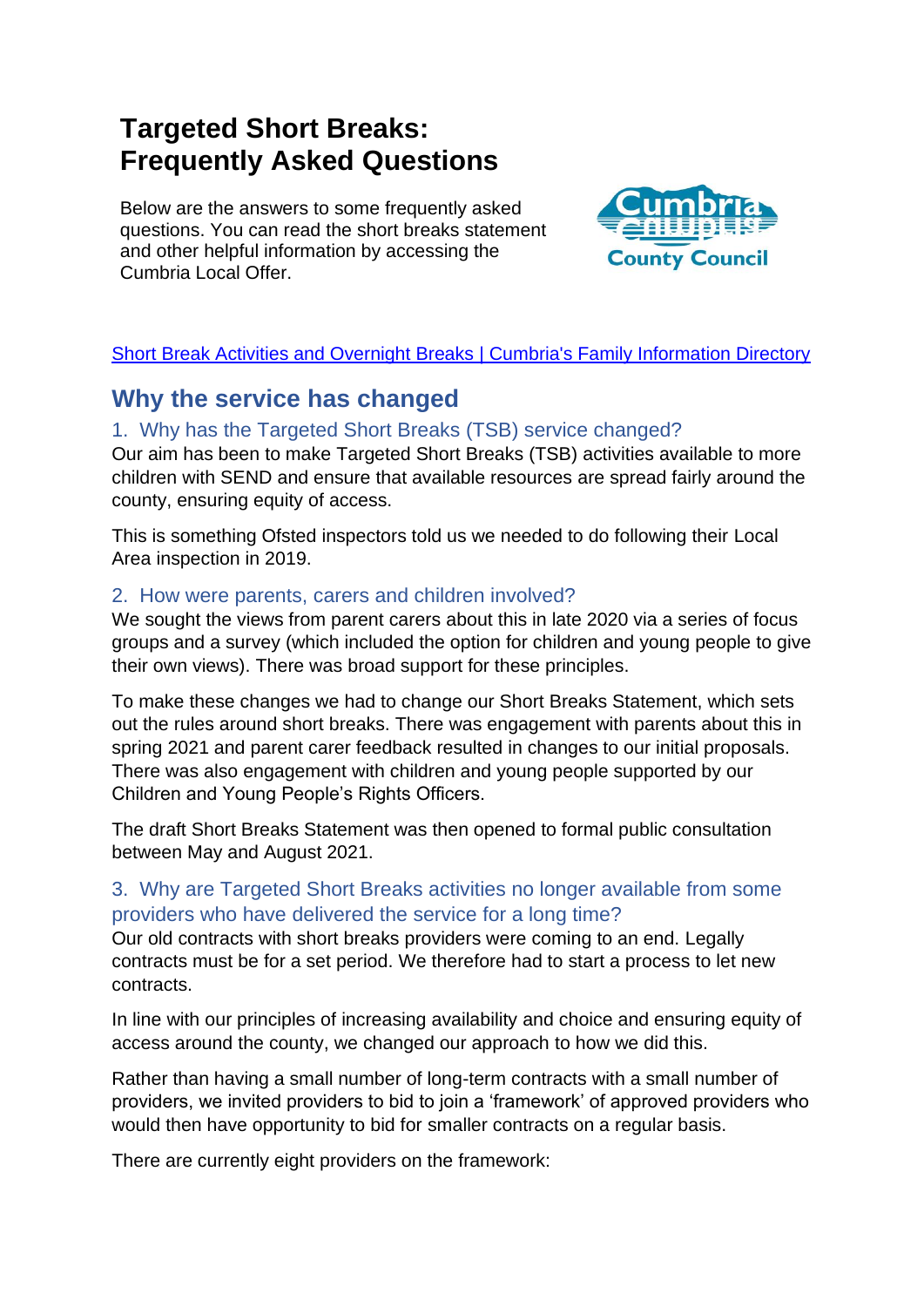# Targeted Short Breaks: Frequently Asked Questions

Below are the answers to some frequently asked questions. You can read the short breaks statement and other helpful information by accessing the Cumbria Local Offer.

[Short Break Activities and Overnight Breaks | Cumbria's Family Information Directory]

## Why the service has changed

### 1. Why has the Targeted Short Breaks (TSB) service changed?

Our aim has been to make Targeted Short Breaks (TSB) activities available to more children with SEND and ensure that available resources are spread fairly around the county, ensuring equity of access.

This is something Ofsted inspectors told us we needed to do following their Local Area inspection in 2019.

### 2. How were parents, carers and children involved?

We sought the views from parent carers about this in late 2020 via a series of focus groups and a survey (which included the option for children and young people to give their own views). There was broad support for these principles.

To make these changes we had to change our Short Breaks Statement, which sets out the rules around short breaks. There was engagement with parents about this in spring 2021 and parent carer feedback resulted in changes to our initial proposals. There was also engagement with children and young people supported by our Children and Young People's Rights Officers.

The draft Short Breaks Statement was then opened to formal public consultation between May and August 2021.

### 3. Why are Targeted Short Breaks activities no longer available from some providers who have delivered the service for a long time?

Our old contracts with short breaks providers were coming to an end. Legally contracts must be for a set period. We therefore had to start a process to let new contracts.

In line with our principles of increasing availability and choice and ensuring equity of access around the county, we changed our approach to how we did this.

Rather than having a small number of long-term contracts with a small number of providers, we invited providers to bid to join a 'framework' of approved providers who would then have opportunity to bid for smaller contracts on a regular basis.

There are currently eight providers on the framework: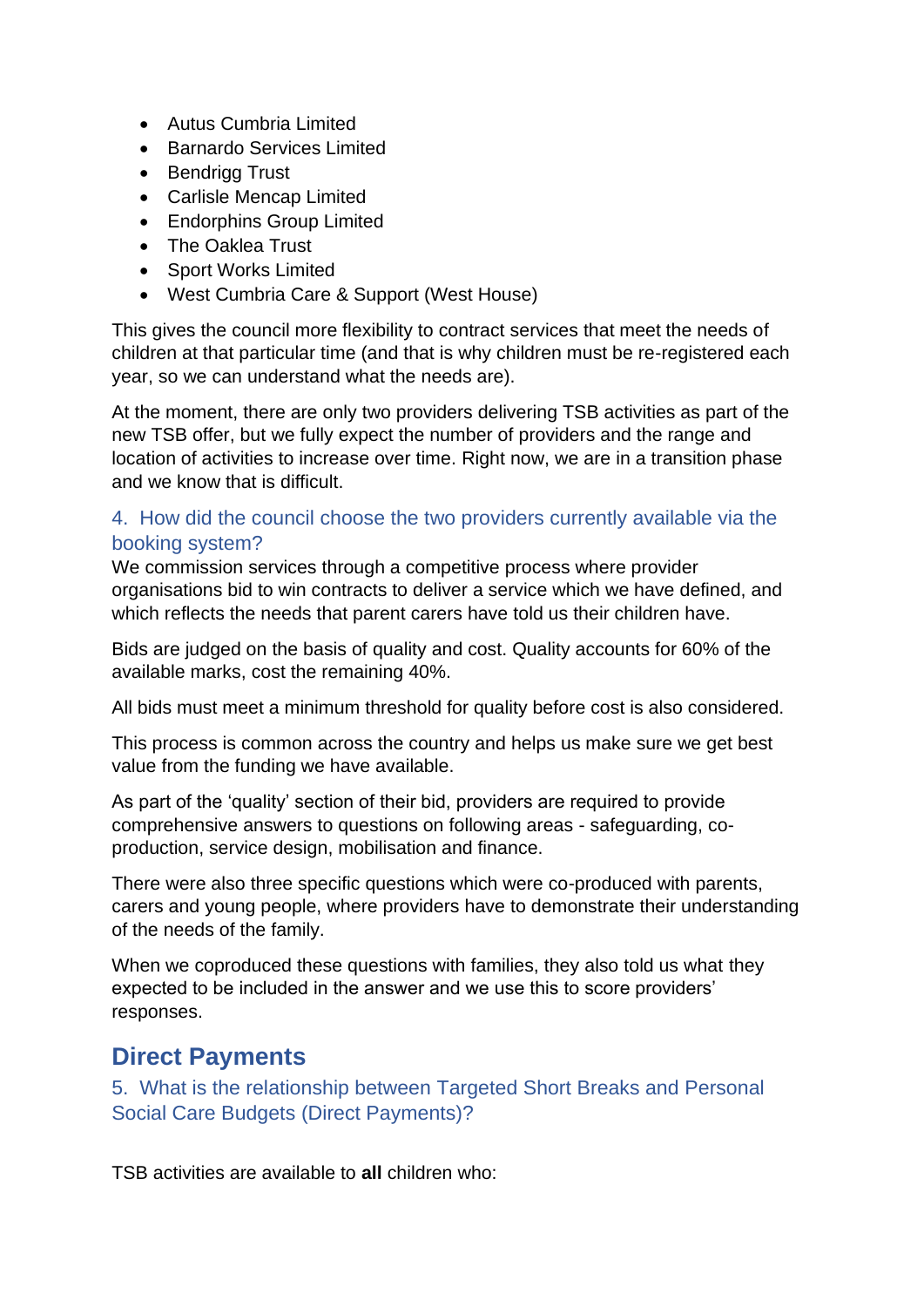- Autus Cumbria Limited
- Barnardo Services Limited
- Bendrigg Trust
- Carlisle Mencap Limited
- Endorphins Group Limited
- The Oaklea Trust
- Sport Works Limited
- West Cumbria Care & Support (West House)

This gives the council more flexibility to contract services that meet the needs of children at that particular time (and that is why children must be re-registered each year, so we can understand what the needs are).

At the moment, there are only two providers delivering TSB activities as part of the new TSB offer, but we fully expect the number of providers and the range and location of activities to increase over time. Right now, we are in a transition phase and we know that is difficult.

### 4. How did the council choose the two providers currently available via the booking system?

We commission services through a competitive process where provider organisations bid to win contracts to deliver a service which we have defined, and which reflects the needs that parent carers have told us their children have.

Bids are judged on the basis of quality and cost. Quality accounts for 60% of the available marks, cost the remaining 40%.

All bids must meet a minimum threshold for quality before cost is also considered.

This process is common across the country and helps us make sure we get best value from the funding we have available.

As part of the 'quality' section of their bid, providers are required to provide comprehensive answers to questions on following areas - safeguarding, co-production, service design, mobilisation and finance.

There were also three specific questions which were co-produced with parents, carers and young people, where providers have to demonstrate their understanding of the needs of the family.

When we coproduced these questions with families, they also told us what they expected to be included in the answer and we use this to score providers' responses.

## Direct Payments

### 5. What is the relationship between Targeted Short Breaks and Personal Social Care Budgets (Direct Payments)?

TSB activities are available to **all** children who: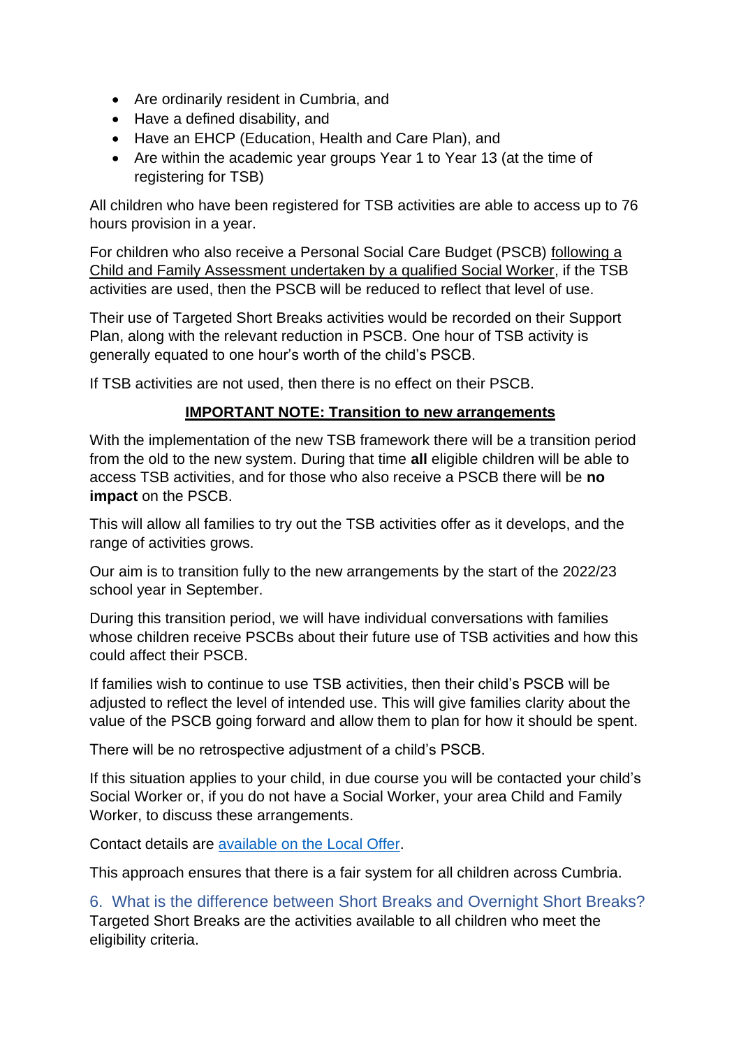- Are ordinarily resident in Cumbria, and
- Have a defined disability, and
- Have an EHCP (Education, Health and Care Plan), and
- Are within the academic year groups Year 1 to Year 13 (at the time of registering for TSB)

All children who have been registered for TSB activities are able to access up to 76 hours provision in a year.

For children who also receive a Personal Social Care Budget (PSCB) following a Child and Family Assessment undertaken by a qualified Social Worker, if the TSB activities are used, then the PSCB will be reduced to reflect that level of use.

Their use of Targeted Short Breaks activities would be recorded on their Support Plan, along with the relevant reduction in PSCB. One hour of TSB activity is generally equated to one hour's worth of the child's PSCB.

If TSB activities are not used, then there is no effect on their PSCB.

**IMPORTANT NOTE: Transition to new arrangements**

With the implementation of the new TSB framework there will be a transition period from the old to the new system. During that time **all** eligible children will be able to access TSB activities, and for those who also receive a PSCB there will be **no impact** on the PSCB.

This will allow all families to try out the TSB activities offer as it develops, and the range of activities grows.

Our aim is to transition fully to the new arrangements by the start of the 2022/23 school year in September.

During this transition period, we will have individual conversations with families whose children receive PSCBs about their future use of TSB activities and how this could affect their PSCB.

If families wish to continue to use TSB activities, then their child's PSCB will be adjusted to reflect the level of intended use. This will give families clarity about the value of the PSCB going forward and allow them to plan for how it should be spent.

There will be no retrospective adjustment of a child's PSCB.

If this situation applies to your child, in due course you will be contacted your child's Social Worker or, if you do not have a Social Worker, your area Child and Family Worker, to discuss these arrangements.

Contact details are available on the Local Offer.

This approach ensures that there is a fair system for all children across Cumbria.

## 6. What is the difference between Short Breaks and Overnight Short Breaks?

Targeted Short Breaks are the activities available to all children who meet the eligibility criteria.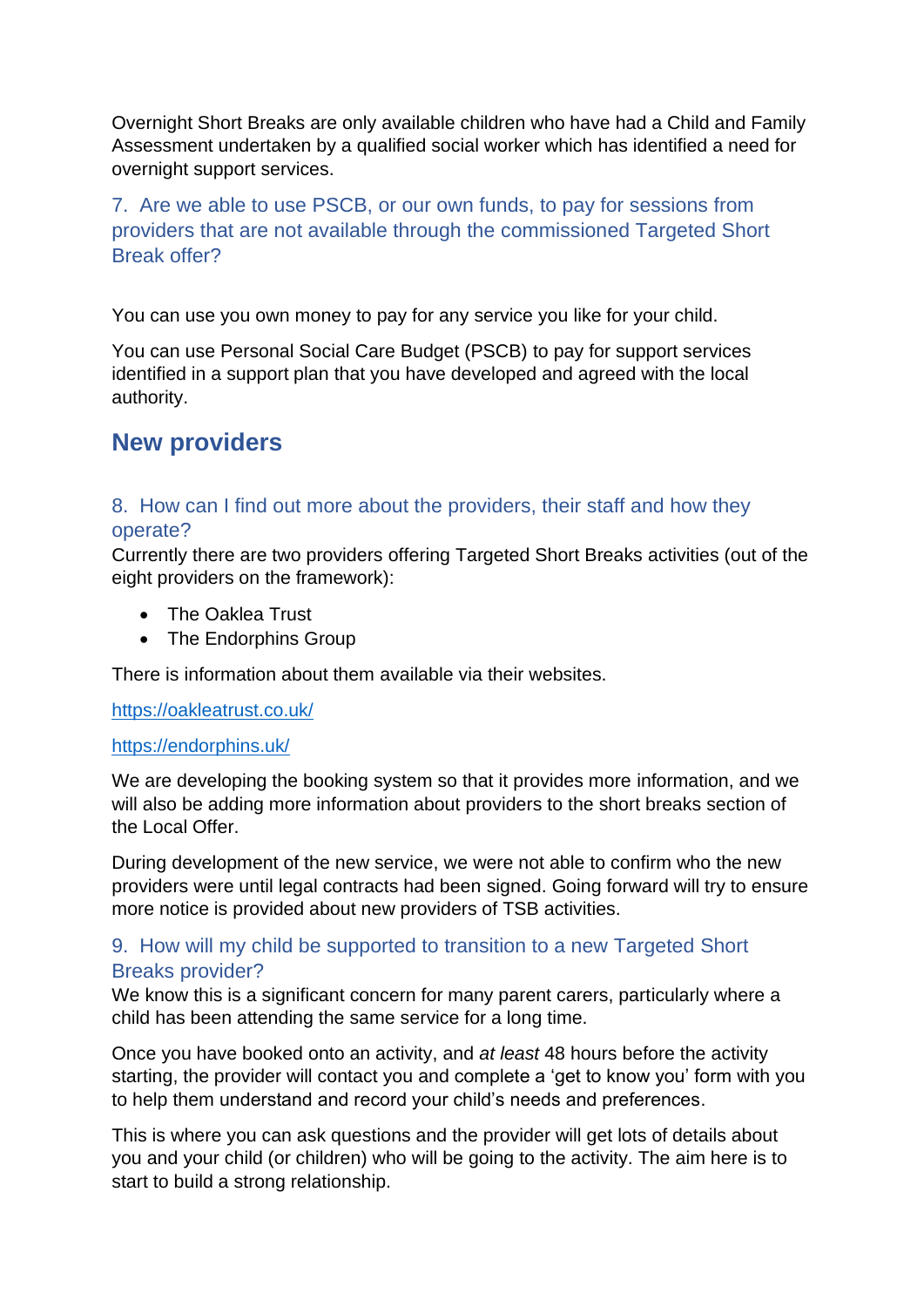Overnight Short Breaks are only available children who have had a Child and Family Assessment undertaken by a qualified social worker which has identified a need for overnight support services.

### 7. Are we able to use PSCB, or our own funds, to pay for sessions from providers that are not available through the commissioned Targeted Short Break offer?

You can use you own money to pay for any service you like for your child.

You can use Personal Social Care Budget (PSCB) to pay for support services identified in a support plan that you have developed and agreed with the local authority.

## New providers

### 8. How can I find out more about the providers, their staff and how they operate?

Currently there are two providers offering Targeted Short Breaks activities (out of the eight providers on the framework):

- The Oaklea Trust
- The Endorphins Group

There is information about them available via their websites.

https://oakleatrust.co.uk/

https://endorphins.uk/

We are developing the booking system so that it provides more information, and we will also be adding more information about providers to the short breaks section of the Local Offer.

During development of the new service, we were not able to confirm who the new providers were until legal contracts had been signed. Going forward will try to ensure more notice is provided about new providers of TSB activities.

### 9. How will my child be supported to transition to a new Targeted Short Breaks provider?

We know this is a significant concern for many parent carers, particularly where a child has been attending the same service for a long time.

Once you have booked onto an activity, and *at least* 48 hours before the activity starting, the provider will contact you and complete a 'get to know you' form with you to help them understand and record your child's needs and preferences.

This is where you can ask questions and the provider will get lots of details about you and your child (or children) who will be going to the activity. The aim here is to start to build a strong relationship.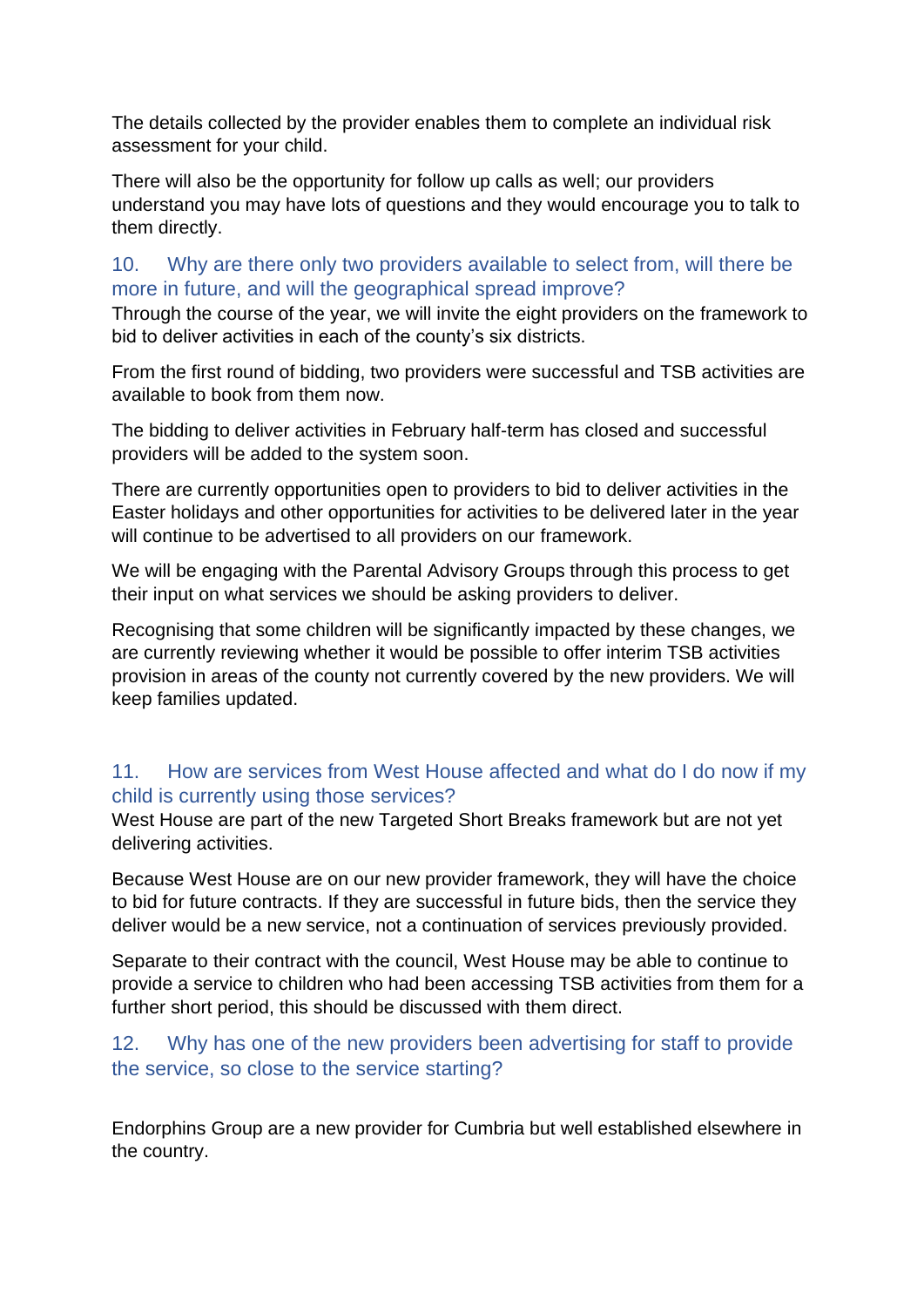The details collected by the provider enables them to complete an individual risk assessment for your child.

There will also be the opportunity for follow up calls as well; our providers understand you may have lots of questions and they would encourage you to talk to them directly.

### 10. Why are there only two providers available to select from, will there be more in future, and will the geographical spread improve?

Through the course of the year, we will invite the eight providers on the framework to bid to deliver activities in each of the county's six districts.

From the first round of bidding, two providers were successful and TSB activities are available to book from them now.

The bidding to deliver activities in February half-term has closed and successful providers will be added to the system soon.

There are currently opportunities open to providers to bid to deliver activities in the Easter holidays and other opportunities for activities to be delivered later in the year will continue to be advertised to all providers on our framework.

We will be engaging with the Parental Advisory Groups through this process to get their input on what services we should be asking providers to deliver.

Recognising that some children will be significantly impacted by these changes, we are currently reviewing whether it would be possible to offer interim TSB activities provision in areas of the county not currently covered by the new providers. We will keep families updated.

### 11. How are services from West House affected and what do I do now if my child is currently using those services?

West House are part of the new Targeted Short Breaks framework but are not yet delivering activities.

Because West House are on our new provider framework, they will have the choice to bid for future contracts. If they are successful in future bids, then the service they deliver would be a new service, not a continuation of services previously provided.

Separate to their contract with the council, West House may be able to continue to provide a service to children who had been accessing TSB activities from them for a further short period, this should be discussed with them direct.

### 12. Why has one of the new providers been advertising for staff to provide the service, so close to the service starting?

Endorphins Group are a new provider for Cumbria but well established elsewhere in the country.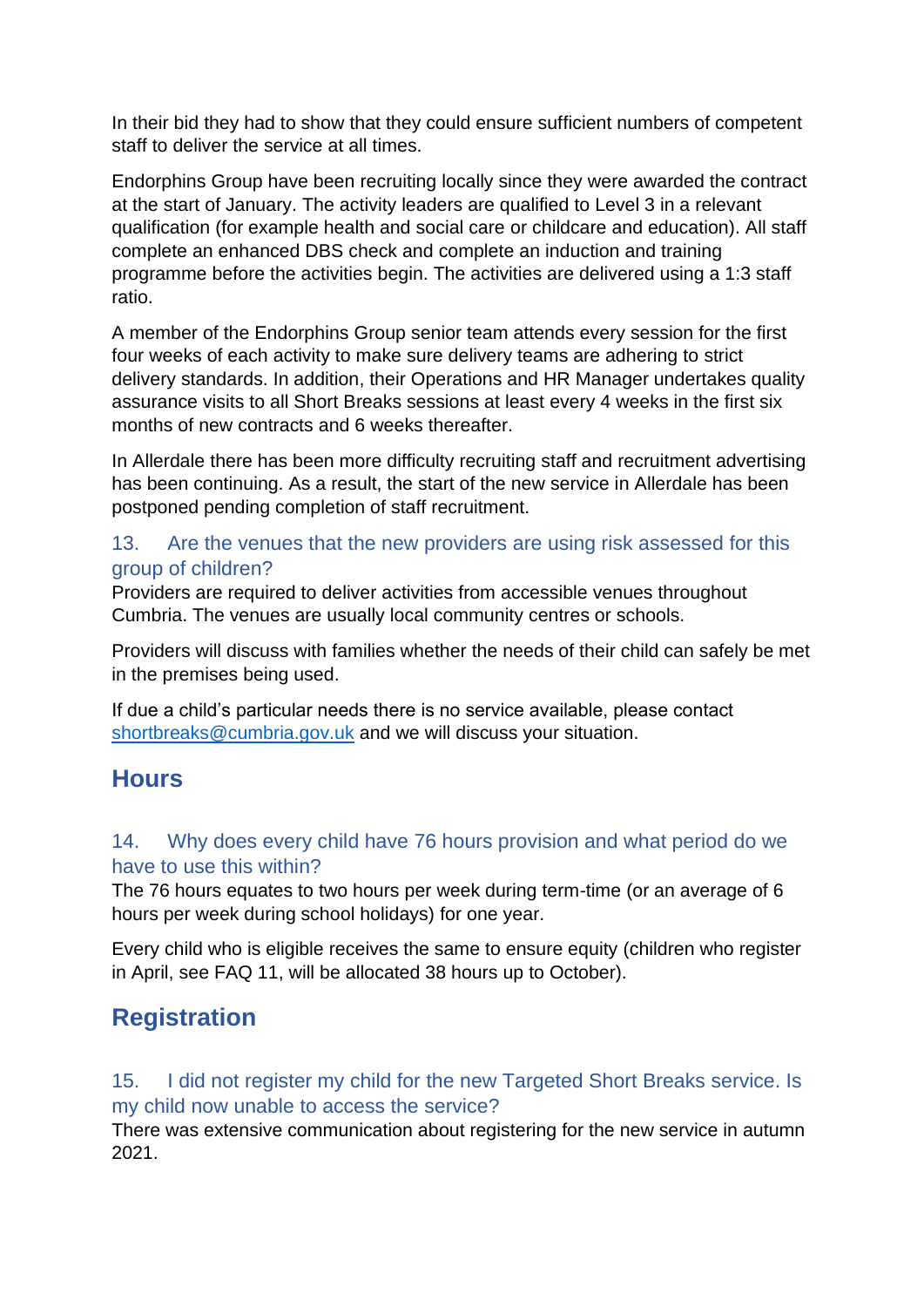In their bid they had to show that they could ensure sufficient numbers of competent staff to deliver the service at all times.

Endorphins Group have been recruiting locally since they were awarded the contract at the start of January. The activity leaders are qualified to Level 3 in a relevant qualification (for example health and social care or childcare and education). All staff complete an enhanced DBS check and complete an induction and training programme before the activities begin. The activities are delivered using a 1:3 staff ratio.

A member of the Endorphins Group senior team attends every session for the first four weeks of each activity to make sure delivery teams are adhering to strict delivery standards. In addition, their Operations and HR Manager undertakes quality assurance visits to all Short Breaks sessions at least every 4 weeks in the first six months of new contracts and 6 weeks thereafter.

In Allerdale there has been more difficulty recruiting staff and recruitment advertising has been continuing. As a result, the start of the new service in Allerdale has been postponed pending completion of staff recruitment.

### 13. Are the venues that the new providers are using risk assessed for this group of children?

Providers are required to deliver activities from accessible venues throughout Cumbria. The venues are usually local community centres or schools.

Providers will discuss with families whether the needs of their child can safely be met in the premises being used.

If due a child's particular needs there is no service available, please contact shortbreaks@cumbria.gov.uk and we will discuss your situation.

## Hours

### 14. Why does every child have 76 hours provision and what period do we have to use this within?

The 76 hours equates to two hours per week during term-time (or an average of 6 hours per week during school holidays) for one year.

Every child who is eligible receives the same to ensure equity (children who register in April, see FAQ 11, will be allocated 38 hours up to October).

## Registration

### 15. I did not register my child for the new Targeted Short Breaks service. Is my child now unable to access the service?

There was extensive communication about registering for the new service in autumn 2021.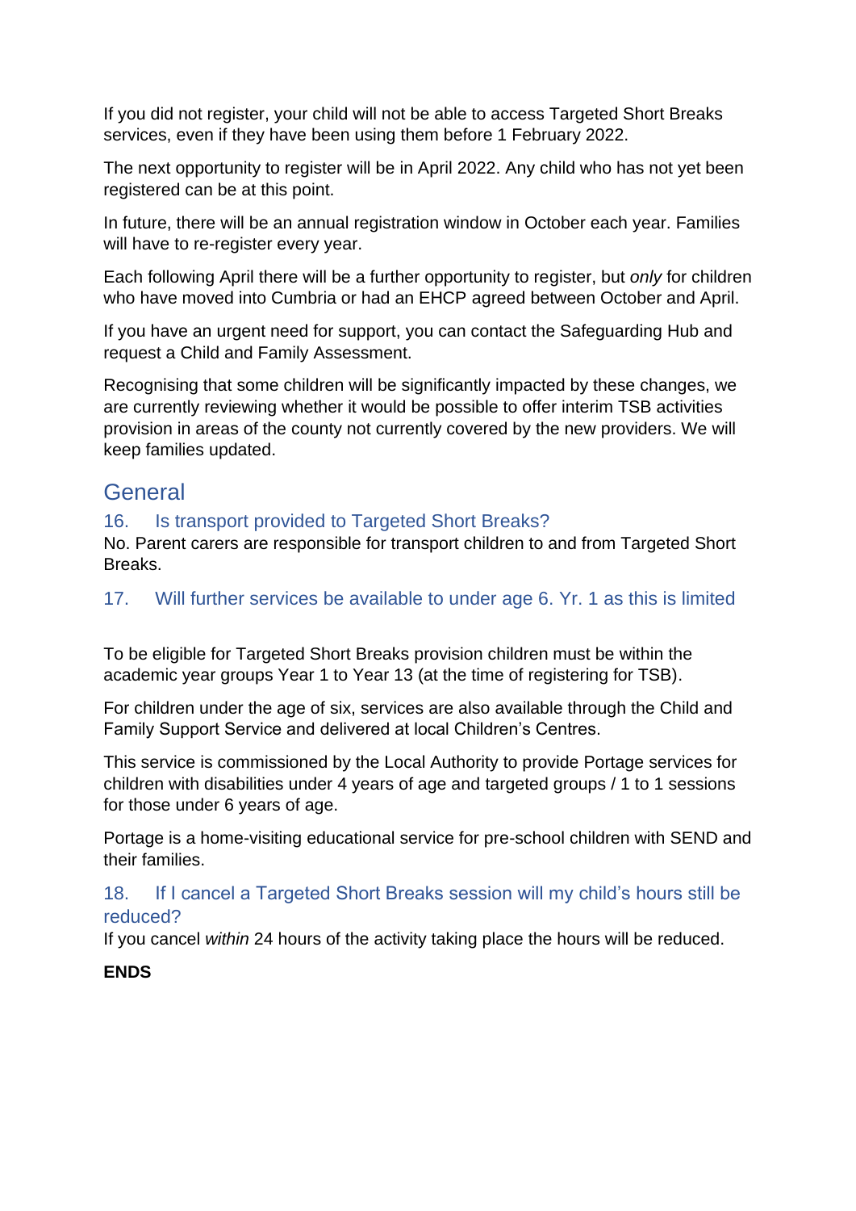If you did not register, your child will not be able to access Targeted Short Breaks services, even if they have been using them before 1 February 2022.

The next opportunity to register will be in April 2022. Any child who has not yet been registered can be at this point.

In future, there will be an annual registration window in October each year. Families will have to re-register every year.

Each following April there will be a further opportunity to register, but *only* for children who have moved into Cumbria or had an EHCP agreed between October and April.

If you have an urgent need for support, you can contact the Safeguarding Hub and request a Child and Family Assessment.

Recognising that some children will be significantly impacted by these changes, we are currently reviewing whether it would be possible to offer interim TSB activities provision in areas of the county not currently covered by the new providers. We will keep families updated.

## General

### 16. Is transport provided to Targeted Short Breaks?

No. Parent carers are responsible for transport children to and from Targeted Short Breaks.

### 17. Will further services be available to under age 6. Yr. 1 as this is limited

To be eligible for Targeted Short Breaks provision children must be within the academic year groups Year 1 to Year 13 (at the time of registering for TSB).

For children under the age of six, services are also available through the Child and Family Support Service and delivered at local Children's Centres.

This service is commissioned by the Local Authority to provide Portage services for children with disabilities under 4 years of age and targeted groups / 1 to 1 sessions for those under 6 years of age.

Portage is a home-visiting educational service for pre-school children with SEND and their families.

### 18. If I cancel a Targeted Short Breaks session will my child's hours still be reduced?

If you cancel *within* 24 hours of the activity taking place the hours will be reduced.

**ENDS**